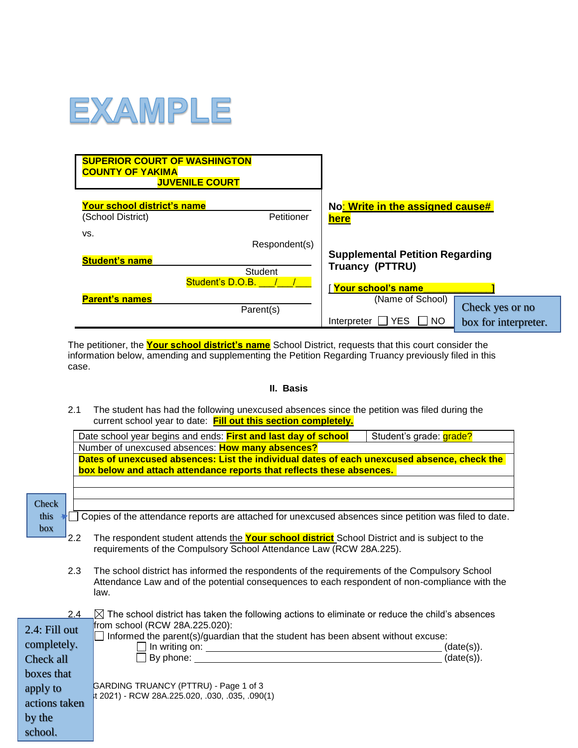# EXAMPLE

**SUPERIOR COURT OF WASHINGTON**
**COUNTY OF YAKIMA**
**JUVENILE COURT**

| | |
|---|---|
| **Your school district's name**<br>(School District) Petitioner<br>vs.<br>Respondent(s)<br>**Student's name**<br>Student<br>Student's D.O.B. ___/___/___<br>**Parent's names**<br>Parent(s) | No: **Write in the assigned cause# here**<br><br>**Supplemental Petition Regarding Truancy (PTTRU)**<br><br>[ **Your school's name** ]<br>(Name of School)<br><br>Interpreter ☐ YES ☐ NO |

Check yes or no box for interpreter.

The petitioner, the **Your school district's name** School District, requests that this court consider the information below, amending and supplementing the Petition Regarding Truancy previously filed in this case.

## II. Basis

2.1 The student has had the following unexcused absences since the petition was filed during the current school year to date: **Fill out this section completely.**

| | |
|---|---|
| Date school year begins and ends: **First and last day of school** | Student's grade: grade? |
| Number of unexcused absences: **How many absences?** | |
| **Dates of unexcused absences: List the individual dates of each unexcused absence, check the box below and attach attendance reports that reflects these absences.** | |
| | |
| | |
| | |

Check this box

☐ Copies of the attendance reports are attached for unexcused absences since petition was filed to date.

2.2 The respondent student attends the **Your school district** School District and is subject to the requirements of the Compulsory School Attendance Law (RCW 28A.225).

2.3 The school district has informed the respondents of the requirements of the Compulsory School Attendance Law and of the potential consequences to each respondent of non-compliance with the law.

2.4 ☒ The school district has taken the following actions to eliminate or reduce the child's absences from school (RCW 28A.225.020):

2.4: Fill out completely. Check all boxes that apply to actions taken by the school.

☐ Informed the parent(s)/guardian that the student has been absent without excuse:

- ☐ In writing on: ______________________ (date(s)).
- ☐ By phone: ______________________ (date(s)).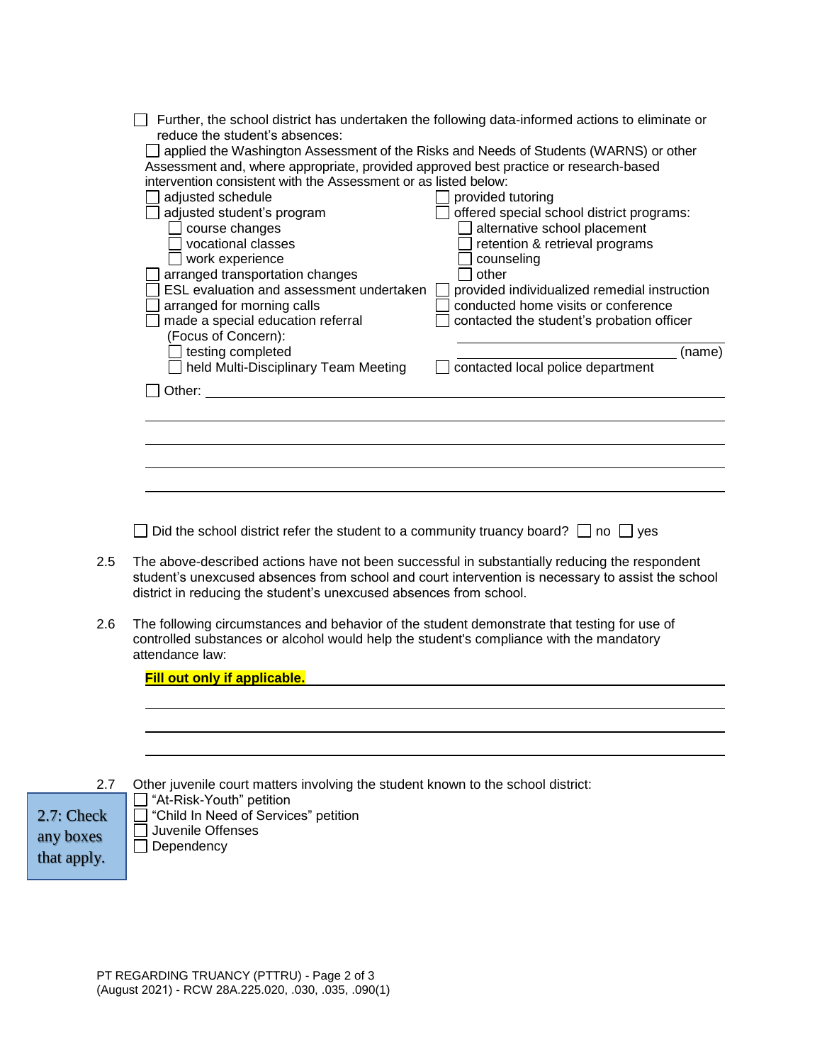☐ Further, the school district has undertaken the following data-informed actions to eliminate or reduce the student's absences:

☐ applied the Washington Assessment of the Risks and Needs of Students (WARNS) or other Assessment and, where appropriate, provided approved best practice or research-based intervention consistent with the Assessment or as listed below:

- ☐ adjusted schedule
- ☐ adjusted student's program
  - ☐ course changes
  - ☐ vocational classes
  - ☐ work experience
- ☐ arranged transportation changes
- ☐ ESL evaluation and assessment undertaken
- ☐ arranged for morning calls
- ☐ made a special education referral (Focus of Concern):
  - ☐ testing completed
  - ☐ held Multi-Disciplinary Team Meeting
- ☐ provided tutoring
- ☐ offered special school district programs:
  - ☐ alternative school placement
  - ☐ retention & retrieval programs
  - ☐ counseling
  - ☐ other
- ☐ provided individualized remedial instruction
- ☐ conducted home visits or conference
- ☐ contacted the student's probation officer \_\_\_\_\_\_\_\_\_\_\_\_\_\_\_\_\_\_\_\_ (name)
- ☐ contacted local police department

☐ Other: \_\_\_\_\_\_\_\_\_\_\_\_\_\_\_\_\_\_\_\_\_\_\_\_\_\_\_\_\_\_\_\_\_\_\_\_\_\_\_\_

\_\_\_\_\_\_\_\_\_\_\_\_\_\_\_\_\_\_\_\_\_\_\_\_\_\_\_\_\_\_\_\_\_\_\_\_\_\_\_\_\_\_\_\_\_\_\_\_

\_\_\_\_\_\_\_\_\_\_\_\_\_\_\_\_\_\_\_\_\_\_\_\_\_\_\_\_\_\_\_\_\_\_\_\_\_\_\_\_\_\_\_\_\_\_\_\_

\_\_\_\_\_\_\_\_\_\_\_\_\_\_\_\_\_\_\_\_\_\_\_\_\_\_\_\_\_\_\_\_\_\_\_\_\_\_\_\_\_\_\_\_\_\_\_\_

\_\_\_\_\_\_\_\_\_\_\_\_\_\_\_\_\_\_\_\_\_\_\_\_\_\_\_\_\_\_\_\_\_\_\_\_\_\_\_\_\_\_\_\_\_\_\_\_

☐ Did the school district refer the student to a community truancy board? ☐ no ☐ yes

2.5 The above-described actions have not been successful in substantially reducing the respondent student's unexcused absences from school and court intervention is necessary to assist the school district in reducing the student's unexcused absences from school.

2.6 The following circumstances and behavior of the student demonstrate that testing for use of controlled substances or alcohol would help the student's compliance with the mandatory attendance law:

**Fill out only if applicable.** \_\_\_\_\_\_\_\_\_\_\_\_\_\_\_\_\_\_\_\_\_\_\_\_\_\_\_\_\_\_\_\_\_\_\_\_

\_\_\_\_\_\_\_\_\_\_\_\_\_\_\_\_\_\_\_\_\_\_\_\_\_\_\_\_\_\_\_\_\_\_\_\_\_\_\_\_\_\_\_\_\_\_\_\_

\_\_\_\_\_\_\_\_\_\_\_\_\_\_\_\_\_\_\_\_\_\_\_\_\_\_\_\_\_\_\_\_\_\_\_\_\_\_\_\_\_\_\_\_\_\_\_\_

\_\_\_\_\_\_\_\_\_\_\_\_\_\_\_\_\_\_\_\_\_\_\_\_\_\_\_\_\_\_\_\_\_\_\_\_\_\_\_\_\_\_\_\_\_\_\_\_

2.7 Other juvenile court matters involving the student known to the school district:

2.7: Check any boxes that apply.

- ☐ "At-Risk-Youth" petition
- ☐ "Child In Need of Services" petition
- ☐ Juvenile Offenses
- ☐ Dependency

PT REGARDING TRUANCY (PTTRU)
(August 2021) - RCW 28A.225.020, .030, .035, .090(1)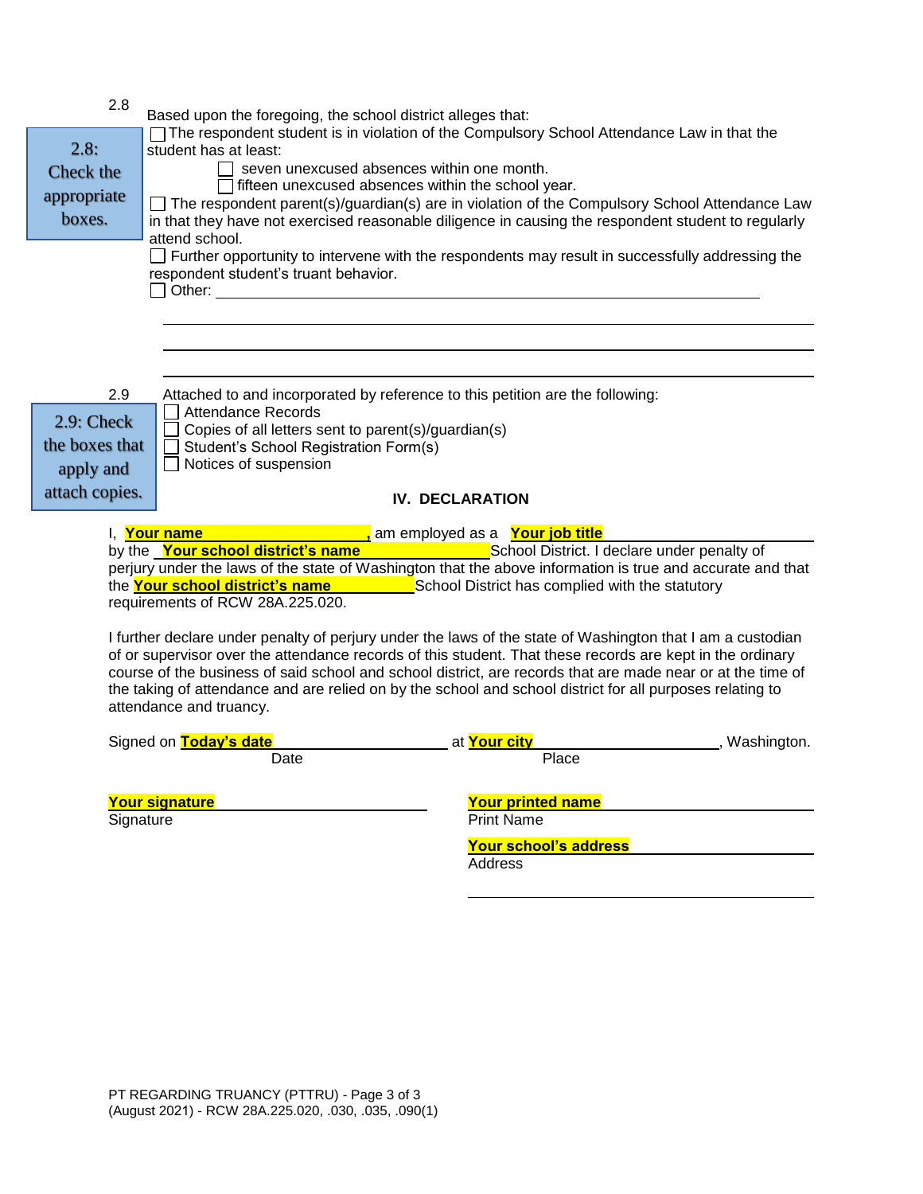2.8 Based upon the foregoing, the school district alleges that:

**2.8: Check the appropriate boxes.**

☐ The respondent student is in violation of the Compulsory School Attendance Law in that the student has at least:

- ☐ seven unexcused absences within one month.
- ☐ fifteen unexcused absences within the school year.

☐ The respondent parent(s)/guardian(s) are in violation of the Compulsory School Attendance Law in that they have not exercised reasonable diligence in causing the respondent student to regularly attend school.

☐ Further opportunity to intervene with the respondents may result in successfully addressing the respondent student's truant behavior.

☐ Other: ______________________________________________

______________________________________________

______________________________________________

2.9 Attached to and incorporated by reference to this petition are the following:

**2.9: Check the boxes that apply and attach copies.**

- ☐ Attendance Records
- ☐ Copies of all letters sent to parent(s)/guardian(s)
- ☐ Student's School Registration Form(s)
- ☐ Notices of suspension

## IV. DECLARATION

I, **Your name**, am employed as a **Your job title** by the **Your school district's name** School District. I declare under penalty of perjury under the laws of the state of Washington that the above information is true and accurate and that the **Your school district's name** School District has complied with the statutory requirements of RCW 28A.225.020.

I further declare under penalty of perjury under the laws of the state of Washington that I am a custodian of or supervisor over the attendance records of this student. That these records are kept in the ordinary course of the business of said school and school district, are records that are made near or at the time of the taking of attendance and are relied on by the school and school district for all purposes relating to attendance and truancy.

Signed on **Today's date** ______________ at **Your city** ______________, Washington.
Date Place

**Your signature** ______________
Signature

**Your printed name** ______________
Print Name

**Your school's address** ______________
Address

______________

PT REGARDING TRUANCY (PTTRU)
(August 2021) - RCW 28A.225.020, .030, .035, .090(1)